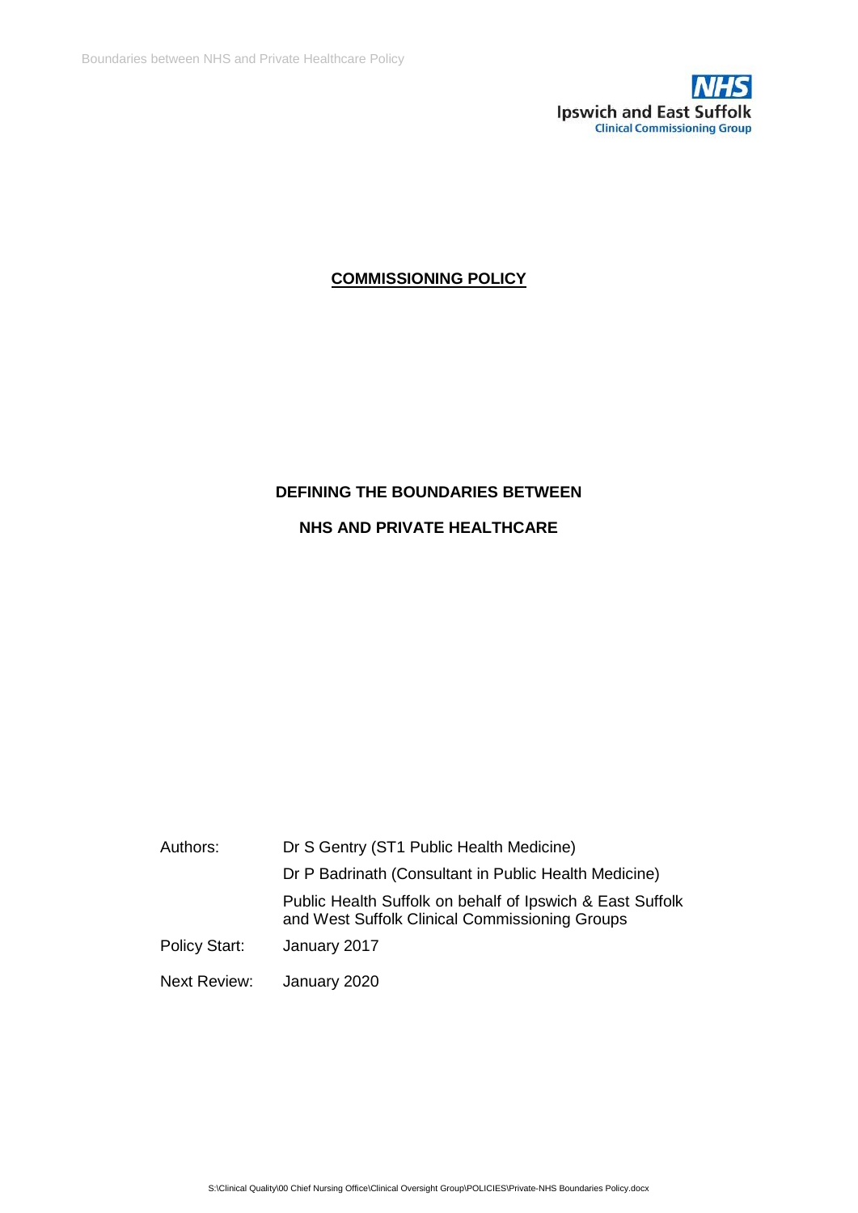NHS
Ipswich and East Suffolk
Clinical Commissioning Group

**COMMISSIONING POLICY**

**DEFINING THE BOUNDARIES BETWEEN**

**NHS AND PRIVATE HEALTHCARE**

| | |
|---|---|
| Authors: | Dr S Gentry (ST1 Public Health Medicine) |
| | Dr P Badrinath (Consultant in Public Health Medicine) |
| | Public Health Suffolk on behalf of Ipswich & East Suffolk and West Suffolk Clinical Commissioning Groups |
| Policy Start: | January 2017 |
| Next Review: | January 2020 |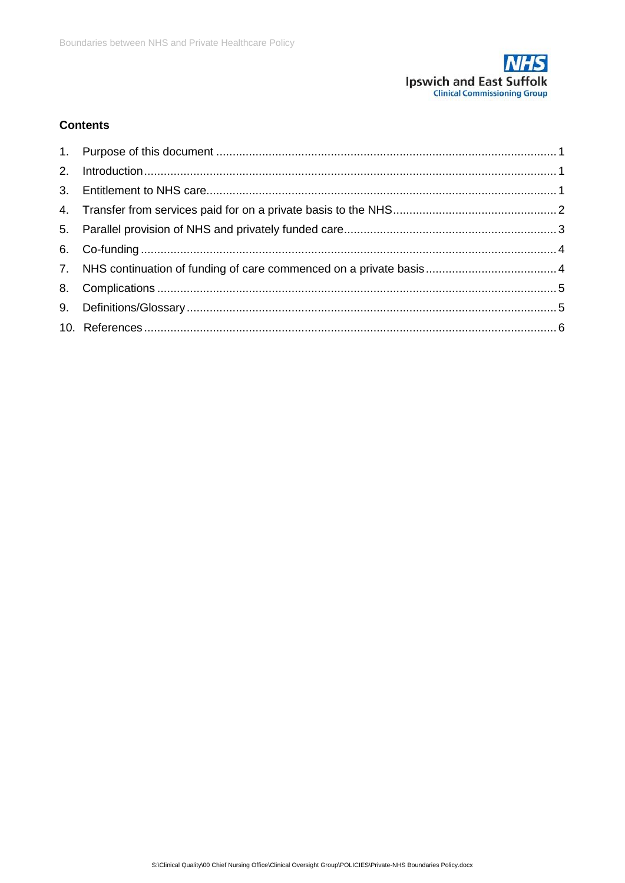**Contents**

1. Purpose of this document ........................................................................................................ 1
2. Introduction .............................................................................................................................. 1
3. Entitlement to NHS care ........................................................................................................... 1
4. Transfer from services paid for on a private basis to the NHS .................................................. 2
5. Parallel provision of NHS and privately funded care ................................................................. 3
6. Co-funding ............................................................................................................................... 4
7. NHS continuation of funding of care commenced on a private basis ........................................ 4
8. Complications .......................................................................................................................... 5
9. Definitions/Glossary ................................................................................................................. 5
10. References ............................................................................................................................... 6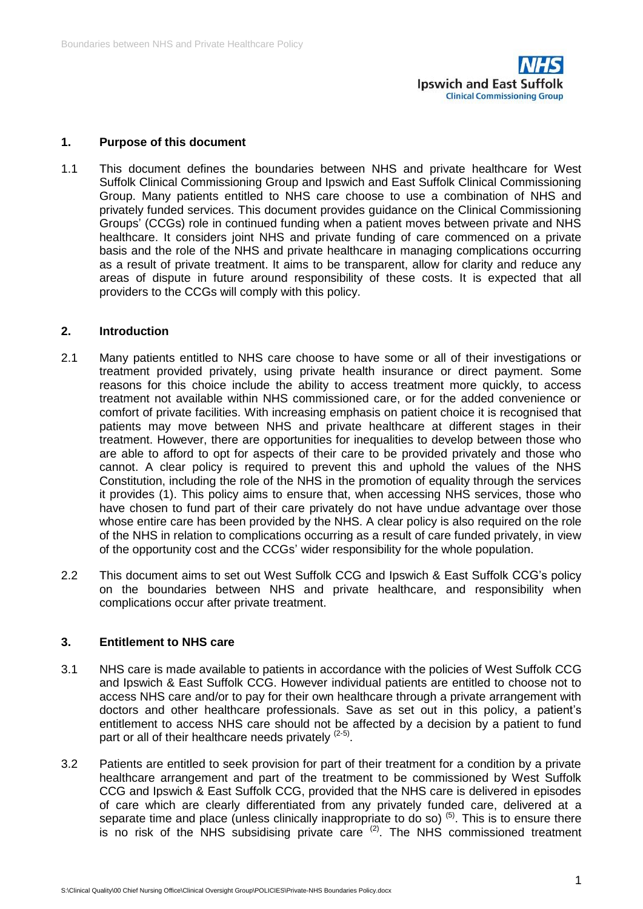## 1. Purpose of this document

1.1 This document defines the boundaries between NHS and private healthcare for West Suffolk Clinical Commissioning Group and Ipswich and East Suffolk Clinical Commissioning Group. Many patients entitled to NHS care choose to use a combination of NHS and privately funded services. This document provides guidance on the Clinical Commissioning Groups' (CCGs) role in continued funding when a patient moves between private and NHS healthcare. It considers joint NHS and private funding of care commenced on a private basis and the role of the NHS and private healthcare in managing complications occurring as a result of private treatment. It aims to be transparent, allow for clarity and reduce any areas of dispute in future around responsibility of these costs. It is expected that all providers to the CCGs will comply with this policy.

## 2. Introduction

2.1 Many patients entitled to NHS care choose to have some or all of their investigations or treatment provided privately, using private health insurance or direct payment. Some reasons for this choice include the ability to access treatment more quickly, to access treatment not available within NHS commissioned care, or for the added convenience or comfort of private facilities. With increasing emphasis on patient choice it is recognised that patients may move between NHS and private healthcare at different stages in their treatment. However, there are opportunities for inequalities to develop between those who are able to afford to opt for aspects of their care to be provided privately and those who cannot. A clear policy is required to prevent this and uphold the values of the NHS Constitution, including the role of the NHS in the promotion of equality through the services it provides (1). This policy aims to ensure that, when accessing NHS services, those who have chosen to fund part of their care privately do not have undue advantage over those whose entire care has been provided by the NHS. A clear policy is also required on the role of the NHS in relation to complications occurring as a result of care funded privately, in view of the opportunity cost and the CCGs' wider responsibility for the whole population.

2.2 This document aims to set out West Suffolk CCG and Ipswich & East Suffolk CCG's policy on the boundaries between NHS and private healthcare, and responsibility when complications occur after private treatment.

## 3. Entitlement to NHS care

3.1 NHS care is made available to patients in accordance with the policies of West Suffolk CCG and Ipswich & East Suffolk CCG. However individual patients are entitled to choose not to access NHS care and/or to pay for their own healthcare through a private arrangement with doctors and other healthcare professionals. Save as set out in this policy, a patient's entitlement to access NHS care should not be affected by a decision by a patient to fund part or all of their healthcare needs privately [(2-5)].

3.2 Patients are entitled to seek provision for part of their treatment for a condition by a private healthcare arrangement and part of the treatment to be commissioned by West Suffolk CCG and Ipswich & East Suffolk CCG, provided that the NHS care is delivered in episodes of care which are clearly differentiated from any privately funded care, delivered at a separate time and place (unless clinically inappropriate to do so) [(5)]. This is to ensure there is no risk of the NHS subsidising private care [(2)]. The NHS commissioned treatment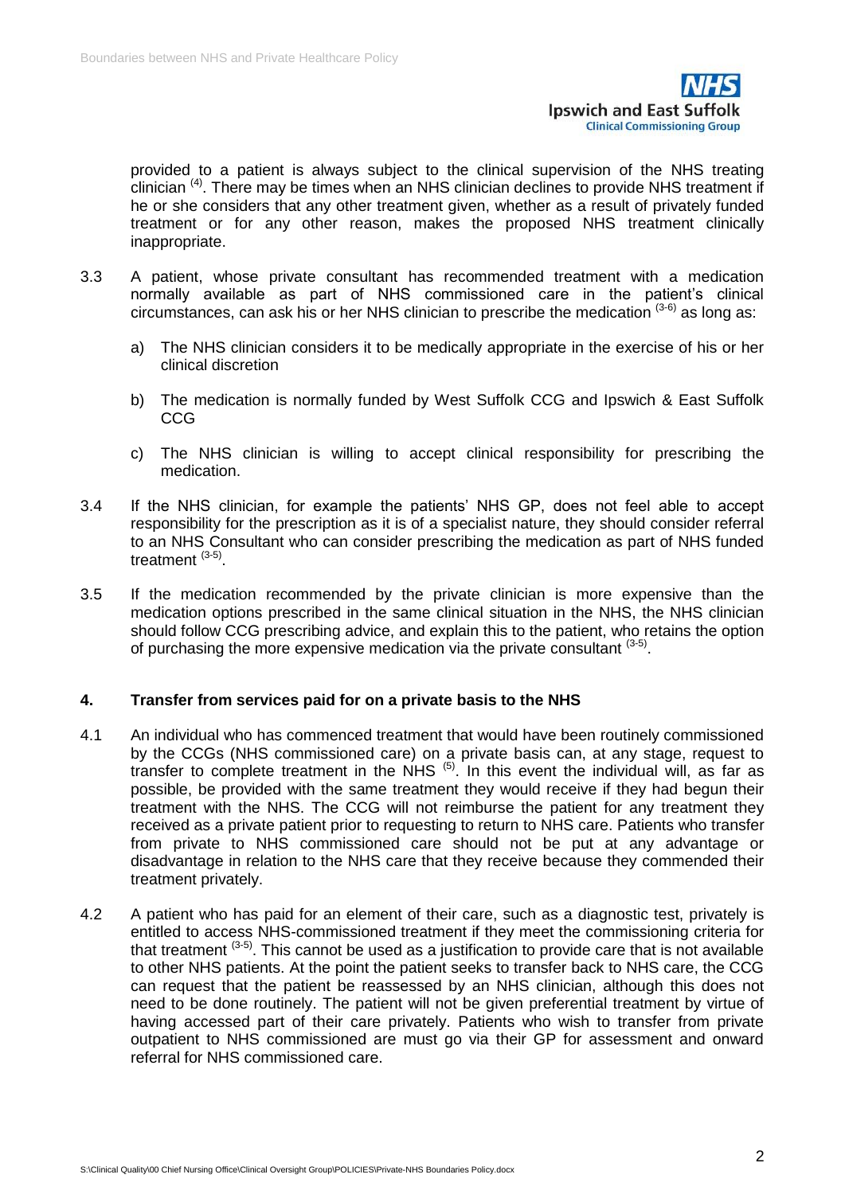provided to a patient is always subject to the clinical supervision of the NHS treating clinician [(4)]. There may be times when an NHS clinician declines to provide NHS treatment if he or she considers that any other treatment given, whether as a result of privately funded treatment or for any other reason, makes the proposed NHS treatment clinically inappropriate.

3.3 A patient, whose private consultant has recommended treatment with a medication normally available as part of NHS commissioned care in the patient's clinical circumstances, can ask his or her NHS clinician to prescribe the medication [(3-6)] as long as:

a) The NHS clinician considers it to be medically appropriate in the exercise of his or her clinical discretion

b) The medication is normally funded by West Suffolk CCG and Ipswich & East Suffolk CCG

c) The NHS clinician is willing to accept clinical responsibility for prescribing the medication.

3.4 If the NHS clinician, for example the patients' NHS GP, does not feel able to accept responsibility for the prescription as it is of a specialist nature, they should consider referral to an NHS Consultant who can consider prescribing the medication as part of NHS funded treatment [(3-5)].

3.5 If the medication recommended by the private clinician is more expensive than the medication options prescribed in the same clinical situation in the NHS, the NHS clinician should follow CCG prescribing advice, and explain this to the patient, who retains the option of purchasing the more expensive medication via the private consultant [(3-5)].

## 4. Transfer from services paid for on a private basis to the NHS

4.1 An individual who has commenced treatment that would have been routinely commissioned by the CCGs (NHS commissioned care) on a private basis can, at any stage, request to transfer to complete treatment in the NHS [(5)]. In this event the individual will, as far as possible, be provided with the same treatment they would receive if they had begun their treatment with the NHS. The CCG will not reimburse the patient for any treatment they received as a private patient prior to requesting to return to NHS care. Patients who transfer from private to NHS commissioned care should not be put at any advantage or disadvantage in relation to the NHS care that they receive because they commended their treatment privately.

4.2 A patient who has paid for an element of their care, such as a diagnostic test, privately is entitled to access NHS-commissioned treatment if they meet the commissioning criteria for that treatment [(3-5)]. This cannot be used as a justification to provide care that is not available to other NHS patients. At the point the patient seeks to transfer back to NHS care, the CCG can request that the patient be reassessed by an NHS clinician, although this does not need to be done routinely. The patient will not be given preferential treatment by virtue of having accessed part of their care privately. Patients who wish to transfer from private outpatient to NHS commissioned are must go via their GP for assessment and onward referral for NHS commissioned care.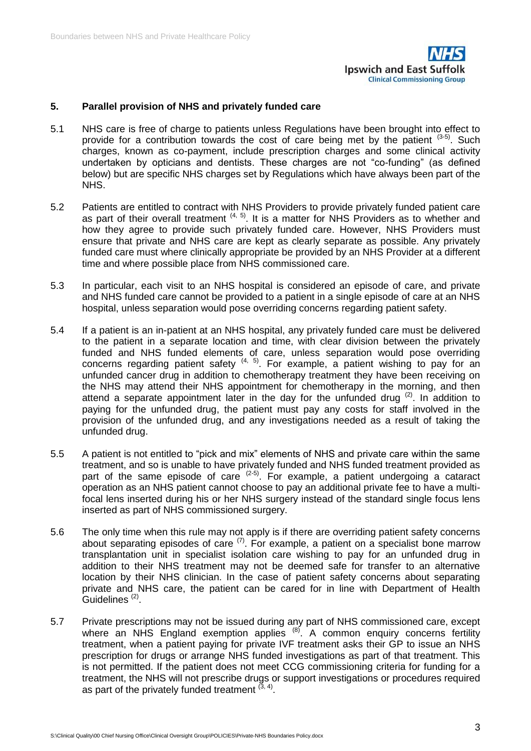### 5. Parallel provision of NHS and privately funded care

5.1 NHS care is free of charge to patients unless Regulations have been brought into effect to provide for a contribution towards the cost of care being met by the patient [3-5]. Such charges, known as co-payment, include prescription charges and some clinical activity undertaken by opticians and dentists. These charges are not "co-funding" (as defined below) but are specific NHS charges set by Regulations which have always been part of the NHS.

5.2 Patients are entitled to contract with NHS Providers to provide privately funded patient care as part of their overall treatment [4, 5]. It is a matter for NHS Providers as to whether and how they agree to provide such privately funded care. However, NHS Providers must ensure that private and NHS care are kept as clearly separate as possible. Any privately funded care must where clinically appropriate be provided by an NHS Provider at a different time and where possible place from NHS commissioned care.

5.3 In particular, each visit to an NHS hospital is considered an episode of care, and private and NHS funded care cannot be provided to a patient in a single episode of care at an NHS hospital, unless separation would pose overriding concerns regarding patient safety.

5.4 If a patient is an in-patient at an NHS hospital, any privately funded care must be delivered to the patient in a separate location and time, with clear division between the privately funded and NHS funded elements of care, unless separation would pose overriding concerns regarding patient safety [4, 5]. For example, a patient wishing to pay for an unfunded cancer drug in addition to chemotherapy treatment they have been receiving on the NHS may attend their NHS appointment for chemotherapy in the morning, and then attend a separate appointment later in the day for the unfunded drug [2]. In addition to paying for the unfunded drug, the patient must pay any costs for staff involved in the provision of the unfunded drug, and any investigations needed as a result of taking the unfunded drug.

5.5 A patient is not entitled to "pick and mix" elements of NHS and private care within the same treatment, and so is unable to have privately funded and NHS funded treatment provided as part of the same episode of care [2-5]. For example, a patient undergoing a cataract operation as an NHS patient cannot choose to pay an additional private fee to have a multi-focal lens inserted during his or her NHS surgery instead of the standard single focus lens inserted as part of NHS commissioned surgery.

5.6 The only time when this rule may not apply is if there are overriding patient safety concerns about separating episodes of care [7]. For example, a patient on a specialist bone marrow transplantation unit in specialist isolation care wishing to pay for an unfunded drug in addition to their NHS treatment may not be deemed safe for transfer to an alternative location by their NHS clinician. In the case of patient safety concerns about separating private and NHS care, the patient can be cared for in line with Department of Health Guidelines [2].

5.7 Private prescriptions may not be issued during any part of NHS commissioned care, except where an NHS England exemption applies [8]. A common enquiry concerns fertility treatment, when a patient paying for private IVF treatment asks their GP to issue an NHS prescription for drugs or arrange NHS funded investigations as part of that treatment. This is not permitted. If the patient does not meet CCG commissioning criteria for funding for a treatment, the NHS will not prescribe drugs or support investigations or procedures required as part of the privately funded treatment [3, 4].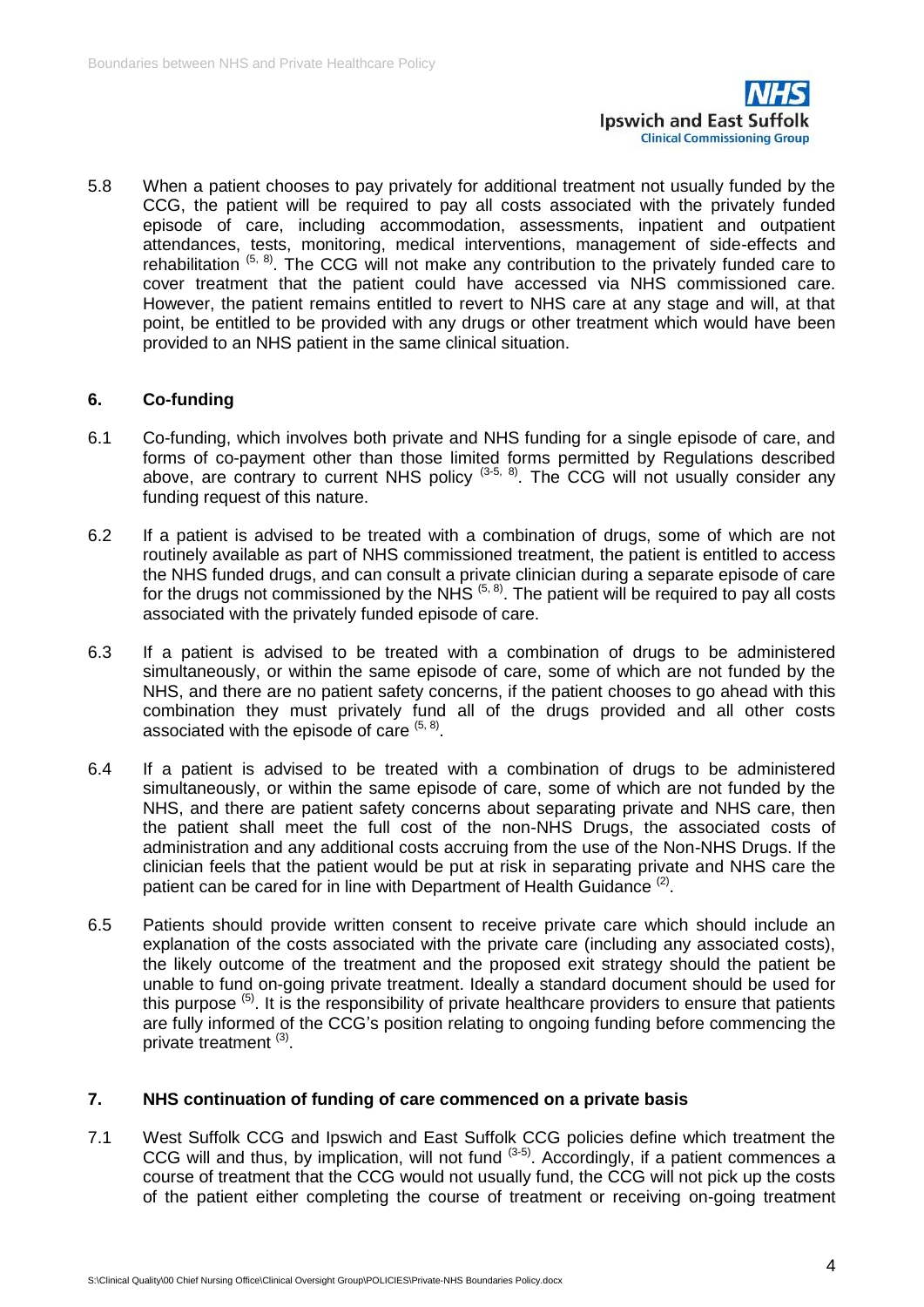5.8 When a patient chooses to pay privately for additional treatment not usually funded by the CCG, the patient will be required to pay all costs associated with the privately funded episode of care, including accommodation, assessments, inpatient and outpatient attendances, tests, monitoring, medical interventions, management of side-effects and rehabilitation [5, 8]. The CCG will not make any contribution to the privately funded care to cover treatment that the patient could have accessed via NHS commissioned care. However, the patient remains entitled to revert to NHS care at any stage and will, at that point, be entitled to be provided with any drugs or other treatment which would have been provided to an NHS patient in the same clinical situation.

## 6. Co-funding

6.1 Co-funding, which involves both private and NHS funding for a single episode of care, and forms of co-payment other than those limited forms permitted by Regulations described above, are contrary to current NHS policy [3-5, 8]. The CCG will not usually consider any funding request of this nature.

6.2 If a patient is advised to be treated with a combination of drugs, some of which are not routinely available as part of NHS commissioned treatment, the patient is entitled to access the NHS funded drugs, and can consult a private clinician during a separate episode of care for the drugs not commissioned by the NHS [5, 8]. The patient will be required to pay all costs associated with the privately funded episode of care.

6.3 If a patient is advised to be treated with a combination of drugs to be administered simultaneously, or within the same episode of care, some of which are not funded by the NHS, and there are no patient safety concerns, if the patient chooses to go ahead with this combination they must privately fund all of the drugs provided and all other costs associated with the episode of care [5, 8].

6.4 If a patient is advised to be treated with a combination of drugs to be administered simultaneously, or within the same episode of care, some of which are not funded by the NHS, and there are patient safety concerns about separating private and NHS care, then the patient shall meet the full cost of the non-NHS Drugs, the associated costs of administration and any additional costs accruing from the use of the Non-NHS Drugs. If the clinician feels that the patient would be put at risk in separating private and NHS care the patient can be cared for in line with Department of Health Guidance [2].

6.5 Patients should provide written consent to receive private care which should include an explanation of the costs associated with the private care (including any associated costs), the likely outcome of the treatment and the proposed exit strategy should the patient be unable to fund on-going private treatment. Ideally a standard document should be used for this purpose [5]. It is the responsibility of private healthcare providers to ensure that patients are fully informed of the CCG's position relating to ongoing funding before commencing the private treatment [3].

## 7. NHS continuation of funding of care commenced on a private basis

7.1 West Suffolk CCG and Ipswich and East Suffolk CCG policies define which treatment the CCG will and thus, by implication, will not fund [3-5]. Accordingly, if a patient commences a course of treatment that the CCG would not usually fund, the CCG will not pick up the costs of the patient either completing the course of treatment or receiving on-going treatment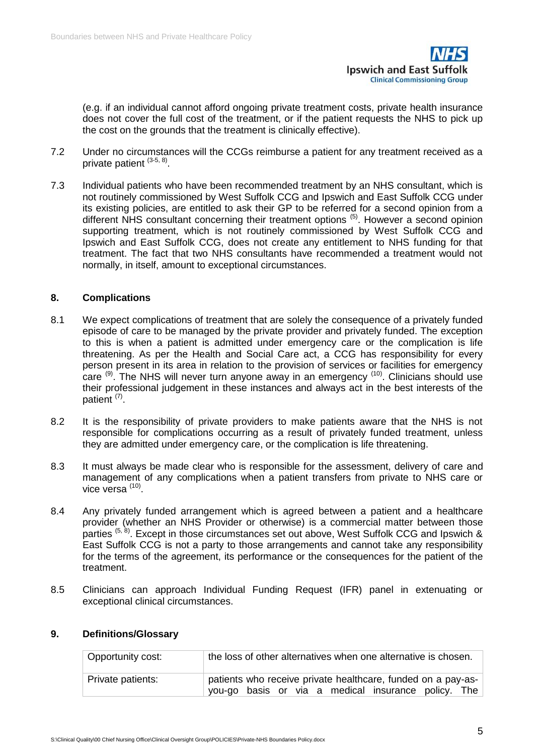(e.g. if an individual cannot afford ongoing private treatment costs, private health insurance does not cover the full cost of the treatment, or if the patient requests the NHS to pick up the cost on the grounds that the treatment is clinically effective).

7.2 Under no circumstances will the CCGs reimburse a patient for any treatment received as a private patient [3-5, 8].

7.3 Individual patients who have been recommended treatment by an NHS consultant, which is not routinely commissioned by West Suffolk CCG and Ipswich and East Suffolk CCG under its existing policies, are entitled to ask their GP to be referred for a second opinion from a different NHS consultant concerning their treatment options [5]. However a second opinion supporting treatment, which is not routinely commissioned by West Suffolk CCG and Ipswich and East Suffolk CCG, does not create any entitlement to NHS funding for that treatment. The fact that two NHS consultants have recommended a treatment would not normally, in itself, amount to exceptional circumstances.

## 8. Complications

8.1 We expect complications of treatment that are solely the consequence of a privately funded episode of care to be managed by the private provider and privately funded. The exception to this is when a patient is admitted under emergency care or the complication is life threatening. As per the Health and Social Care act, a CCG has responsibility for every person present in its area in relation to the provision of services or facilities for emergency care [9]. The NHS will never turn anyone away in an emergency [10]. Clinicians should use their professional judgement in these instances and always act in the best interests of the patient [7].

8.2 It is the responsibility of private providers to make patients aware that the NHS is not responsible for complications occurring as a result of privately funded treatment, unless they are admitted under emergency care, or the complication is life threatening.

8.3 It must always be made clear who is responsible for the assessment, delivery of care and management of any complications when a patient transfers from private to NHS care or vice versa [10].

8.4 Any privately funded arrangement which is agreed between a patient and a healthcare provider (whether an NHS Provider or otherwise) is a commercial matter between those parties [5, 8]. Except in those circumstances set out above, West Suffolk CCG and Ipswich & East Suffolk CCG is not a party to those arrangements and cannot take any responsibility for the terms of the agreement, its performance or the consequences for the patient of the treatment.

8.5 Clinicians can approach Individual Funding Request (IFR) panel in extenuating or exceptional clinical circumstances.

## 9. Definitions/Glossary

| | |
|---|---|
| Opportunity cost: | the loss of other alternatives when one alternative is chosen. |
| Private patients: | patients who receive private healthcare, funded on a pay-as-you-go basis or via a medical insurance policy. The |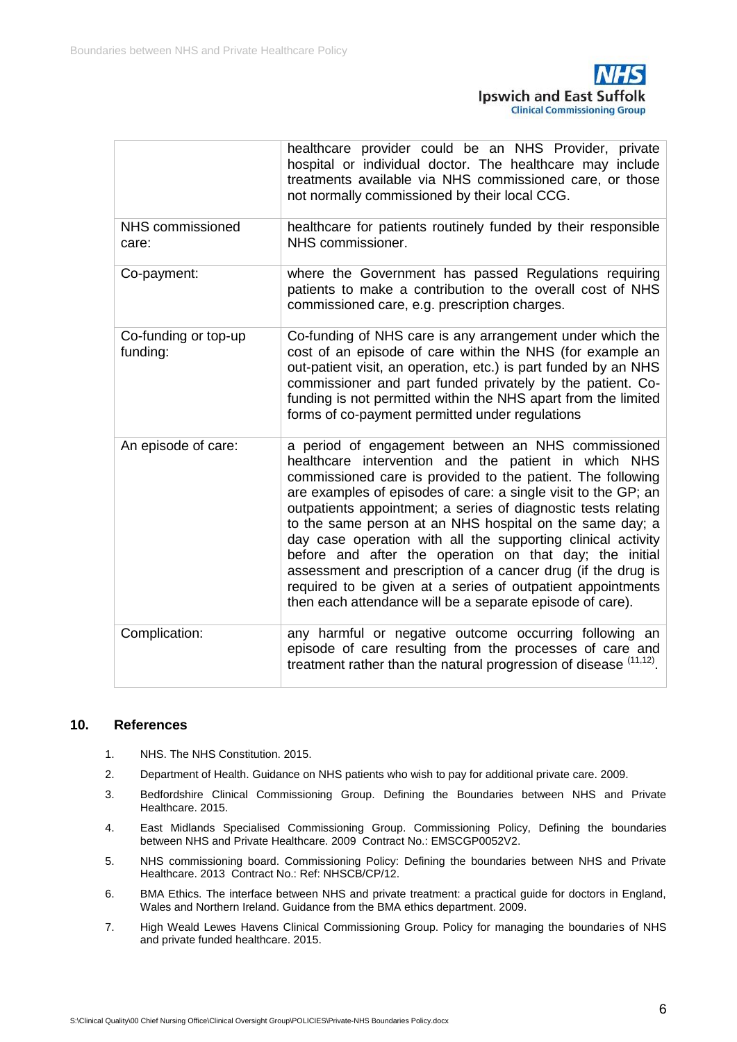| | |
|---|---|
| | healthcare provider could be an NHS Provider, private hospital or individual doctor. The healthcare may include treatments available via NHS commissioned care, or those not normally commissioned by their local CCG. |
| NHS commissioned care: | healthcare for patients routinely funded by their responsible NHS commissioner. |
| Co-payment: | where the Government has passed Regulations requiring patients to make a contribution to the overall cost of NHS commissioned care, e.g. prescription charges. |
| Co-funding or top-up funding: | Co-funding of NHS care is any arrangement under which the cost of an episode of care within the NHS (for example an out-patient visit, an operation, etc.) is part funded by an NHS commissioner and part funded privately by the patient. Co-funding is not permitted within the NHS apart from the limited forms of co-payment permitted under regulations |
| An episode of care: | a period of engagement between an NHS commissioned healthcare intervention and the patient in which NHS commissioned care is provided to the patient. The following are examples of episodes of care: a single visit to the GP; an outpatients appointment; a series of diagnostic tests relating to the same person at an NHS hospital on the same day; a day case operation with all the supporting clinical activity before and after the operation on that day; the initial assessment and prescription of a cancer drug (if the drug is required to be given at a series of outpatient appointments then each attendance will be a separate episode of care). |
| Complication: | any harmful or negative outcome occurring following an episode of care resulting from the processes of care and treatment rather than the natural progression of disease [11,12]. |

## 10. References

1. NHS. The NHS Constitution. 2015.
2. Department of Health. Guidance on NHS patients who wish to pay for additional private care. 2009.
3. Bedfordshire Clinical Commissioning Group. Defining the Boundaries between NHS and Private Healthcare. 2015.
4. East Midlands Specialised Commissioning Group. Commissioning Policy, Defining the boundaries between NHS and Private Healthcare. 2009 Contract No.: EMSCGP0052V2.
5. NHS commissioning board. Commissioning Policy: Defining the boundaries between NHS and Private Healthcare. 2013 Contract No.: Ref: NHSCB/CP/12.
6. BMA Ethics. The interface between NHS and private treatment: a practical guide for doctors in England, Wales and Northern Ireland. Guidance from the BMA ethics department. 2009.
7. High Weald Lewes Havens Clinical Commissioning Group. Policy for managing the boundaries of NHS and private funded healthcare. 2015.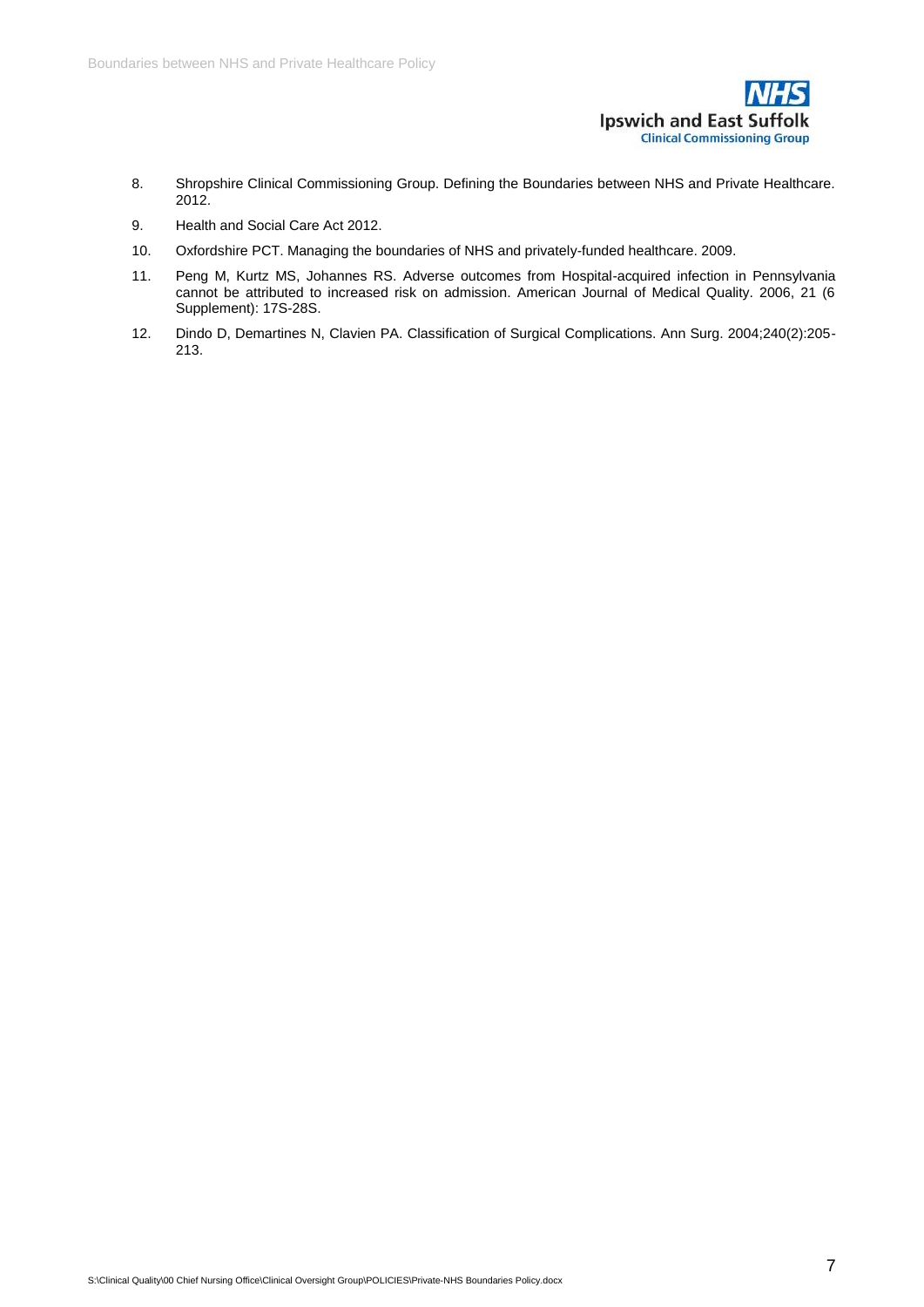8. Shropshire Clinical Commissioning Group. Defining the Boundaries between NHS and Private Healthcare. 2012.
9. Health and Social Care Act 2012.
10. Oxfordshire PCT. Managing the boundaries of NHS and privately-funded healthcare. 2009.
11. Peng M, Kurtz MS, Johannes RS. Adverse outcomes from Hospital-acquired infection in Pennsylvania cannot be attributed to increased risk on admission. American Journal of Medical Quality. 2006, 21 (6 Supplement): 17S-28S.
12. Dindo D, Demartines N, Clavien PA. Classification of Surgical Complications. Ann Surg. 2004;240(2):205-213.